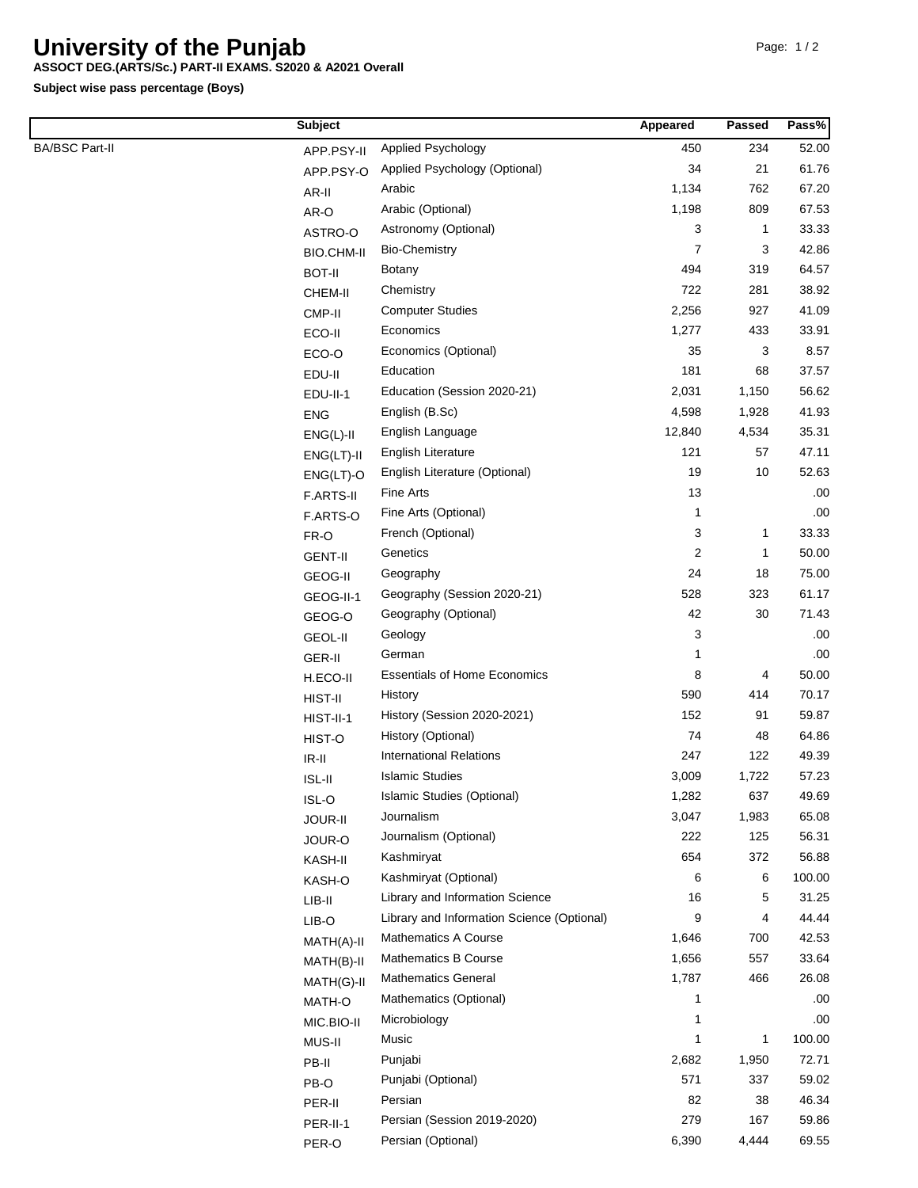# University of the Punjab

**ASSOCT DEG.(ARTS/Sc.) PART-II EXAMS. S2020 & A2021 Overall**

**Subject wise pass percentage (Boys)**

| | Subject | | Appeared | Passed | Pass% |
|---|---|---|---|---|---|
| BA/BSC Part-II | APP.PSY-II | Applied Psychology | 450 | 234 | 52.00 |
| | APP.PSY-O | Applied Psychology (Optional) | 34 | 21 | 61.76 |
| | AR-II | Arabic | 1,134 | 762 | 67.20 |
| | AR-O | Arabic (Optional) | 1,198 | 809 | 67.53 |
| | ASTRO-O | Astronomy (Optional) | 3 | 1 | 33.33 |
| | BIO.CHM-II | Bio-Chemistry | 7 | 3 | 42.86 |
| | BOT-II | Botany | 494 | 319 | 64.57 |
| | CHEM-II | Chemistry | 722 | 281 | 38.92 |
| | CMP-II | Computer Studies | 2,256 | 927 | 41.09 |
| | ECO-II | Economics | 1,277 | 433 | 33.91 |
| | ECO-O | Economics (Optional) | 35 | 3 | 8.57 |
| | EDU-II | Education | 181 | 68 | 37.57 |
| | EDU-II-1 | Education (Session 2020-21) | 2,031 | 1,150 | 56.62 |
| | ENG | English (B.Sc) | 4,598 | 1,928 | 41.93 |
| | ENG(L)-II | English Language | 12,840 | 4,534 | 35.31 |
| | ENG(LT)-II | English Literature | 121 | 57 | 47.11 |
| | ENG(LT)-O | English Literature (Optional) | 19 | 10 | 52.63 |
| | F.ARTS-II | Fine Arts | 13 | | .00 |
| | F.ARTS-O | Fine Arts (Optional) | 1 | | .00 |
| | FR-O | French (Optional) | 3 | 1 | 33.33 |
| | GENT-II | Genetics | 2 | 1 | 50.00 |
| | GEOG-II | Geography | 24 | 18 | 75.00 |
| | GEOG-II-1 | Geography (Session 2020-21) | 528 | 323 | 61.17 |
| | GEOG-O | Geography (Optional) | 42 | 30 | 71.43 |
| | GEOL-II | Geology | 3 | | .00 |
| | GER-II | German | 1 | | .00 |
| | H.ECO-II | Essentials of Home Economics | 8 | 4 | 50.00 |
| | HIST-II | History | 590 | 414 | 70.17 |
| | HIST-II-1 | History (Session 2020-2021) | 152 | 91 | 59.87 |
| | HIST-O | History (Optional) | 74 | 48 | 64.86 |
| | IR-II | International Relations | 247 | 122 | 49.39 |
| | ISL-II | Islamic Studies | 3,009 | 1,722 | 57.23 |
| | ISL-O | Islamic Studies (Optional) | 1,282 | 637 | 49.69 |
| | JOUR-II | Journalism | 3,047 | 1,983 | 65.08 |
| | JOUR-O | Journalism (Optional) | 222 | 125 | 56.31 |
| | KASH-II | Kashmiryat | 654 | 372 | 56.88 |
| | KASH-O | Kashmiryat (Optional) | 6 | 6 | 100.00 |
| | LIB-II | Library and Information Science | 16 | 5 | 31.25 |
| | LIB-O | Library and Information Science (Optional) | 9 | 4 | 44.44 |
| | MATH(A)-II | Mathematics A Course | 1,646 | 700 | 42.53 |
| | MATH(B)-II | Mathematics B Course | 1,656 | 557 | 33.64 |
| | MATH(G)-II | Mathematics General | 1,787 | 466 | 26.08 |
| | MATH-O | Mathematics (Optional) | 1 | | .00 |
| | MIC.BIO-II | Microbiology | 1 | | .00 |
| | MUS-II | Music | 1 | 1 | 100.00 |
| | PB-II | Punjabi | 2,682 | 1,950 | 72.71 |
| | PB-O | Punjabi (Optional) | 571 | 337 | 59.02 |
| | PER-II | Persian | 82 | 38 | 46.34 |
| | PER-II-1 | Persian (Session 2019-2020) | 279 | 167 | 59.86 |
| | PER-O | Persian (Optional) | 6,390 | 4,444 | 69.55 |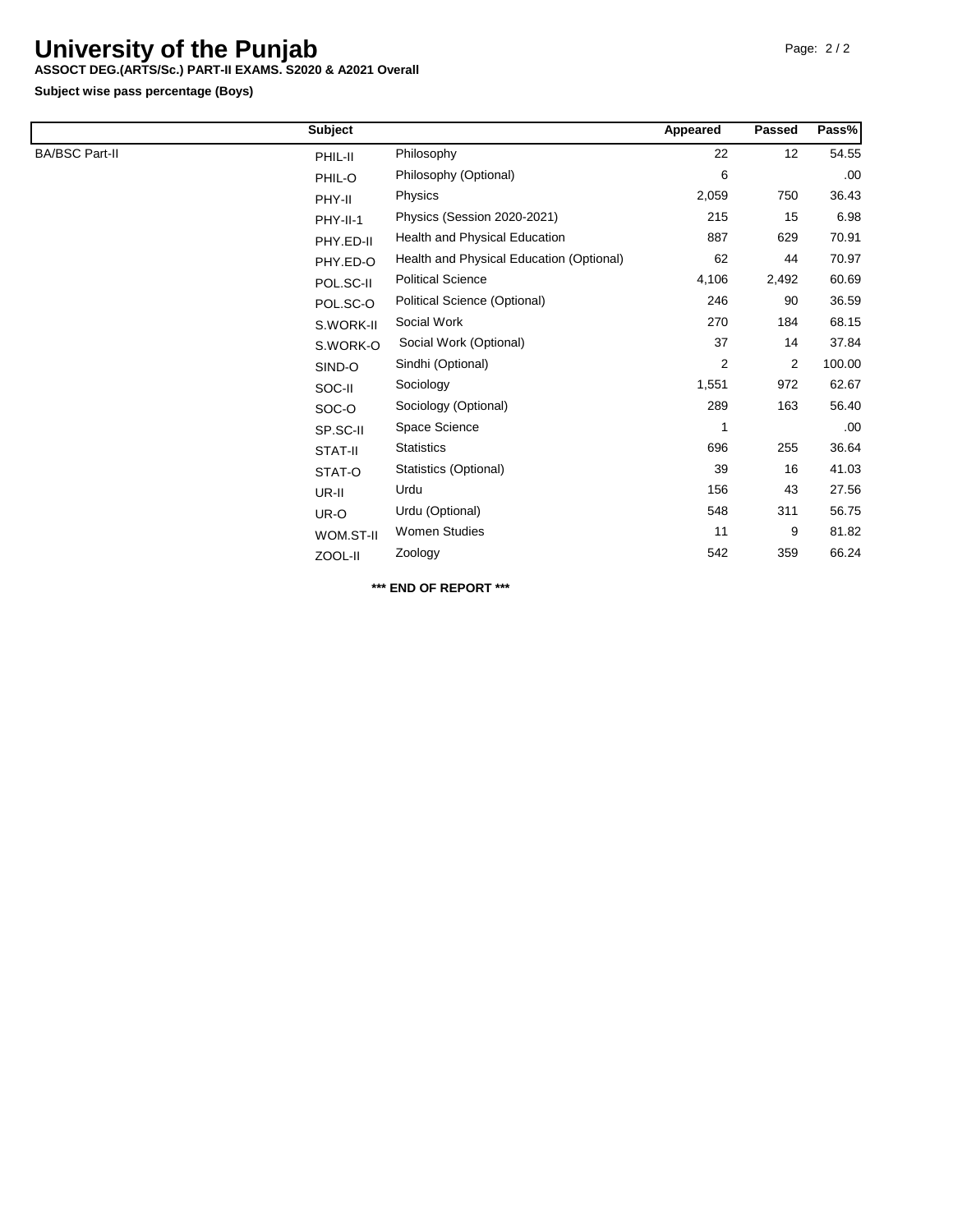# University of the Punjab

**ASSOCT DEG.(ARTS/Sc.) PART-II EXAMS. S2020 & A2021 Overall**

**Subject wise pass percentage (Boys)**

| | Subject | | Appeared | Passed | Pass% |
|---|---|---|---|---|---|
| BA/BSC Part-II | PHIL-II | Philosophy | 22 | 12 | 54.55 |
| | PHIL-O | Philosophy (Optional) | 6 | | .00 |
| | PHY-II | Physics | 2,059 | 750 | 36.43 |
| | PHY-II-1 | Physics (Session 2020-2021) | 215 | 15 | 6.98 |
| | PHY.ED-II | Health and Physical Education | 887 | 629 | 70.91 |
| | PHY.ED-O | Health and Physical Education (Optional) | 62 | 44 | 70.97 |
| | POL.SC-II | Political Science | 4,106 | 2,492 | 60.69 |
| | POL.SC-O | Political Science (Optional) | 246 | 90 | 36.59 |
| | S.WORK-II | Social Work | 270 | 184 | 68.15 |
| | S.WORK-O | Social Work (Optional) | 37 | 14 | 37.84 |
| | SIND-O | Sindhi (Optional) | 2 | 2 | 100.00 |
| | SOC-II | Sociology | 1,551 | 972 | 62.67 |
| | SOC-O | Sociology (Optional) | 289 | 163 | 56.40 |
| | SP.SC-II | Space Science | 1 | | .00 |
| | STAT-II | Statistics | 696 | 255 | 36.64 |
| | STAT-O | Statistics (Optional) | 39 | 16 | 41.03 |
| | UR-II | Urdu | 156 | 43 | 27.56 |
| | UR-O | Urdu (Optional) | 548 | 311 | 56.75 |
| | WOM.ST-II | Women Studies | 11 | 9 | 81.82 |
| | ZOOL-II | Zoology | 542 | 359 | 66.24 |

**\*\*\* END OF REPORT \*\*\***